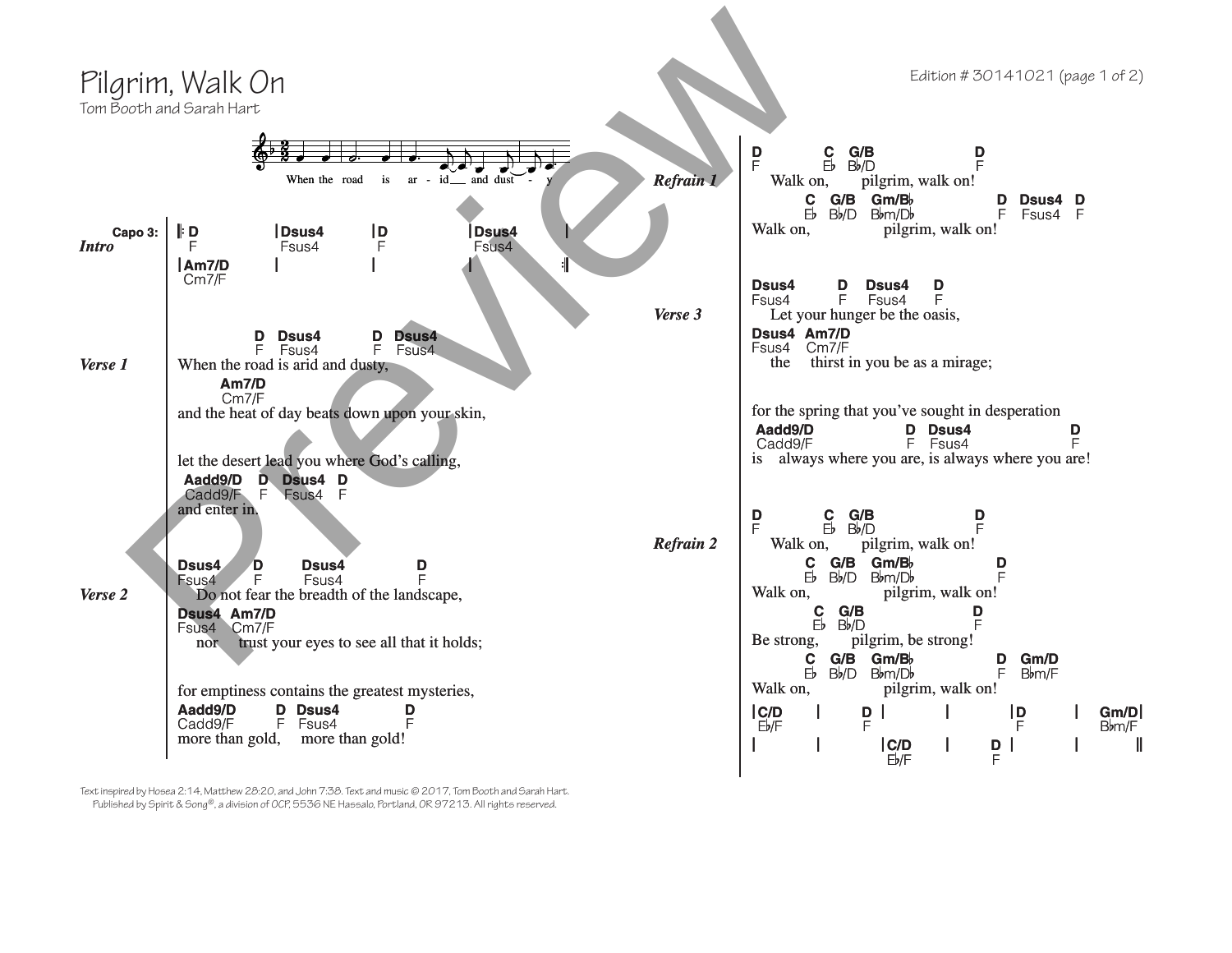# Pilgrim, Walk On

Tom Booth and Sarah Hart

Edition # 30141021

*When the road is ar - id and dust - y*

**Intro** (Capo 3:)

```
|: D       | Dsus4    | D       | Dsus4    |
   F         Fsus4      F         Fsus4
 | Am7/D   |          |         |          :|
   Cm7/F
```

**Verse 1**

```
               D   Dsus4      D   Dsus4
               F   Fsus4      F   Fsus4
When the road is arid and dusty,
       Am7/D
       Cm7/F
and the heat of day beats down upon your skin,

let the desert lead you where God's calling,
 Aadd9/D   D  Dsus4  D
 Cadd9/F   F  Fsus4  F
and enter in.
```

**Verse 2**

```
Dsus4       D        Dsus4           D
Fsus4       F        Fsus4           F
   Do not fear the breadth of the landscape,
Dsus4   Am7/D
Fsus4   Cm7/F
   nor     trust your eyes to see all that it holds;

for emptiness contains the greatest mysteries,
Aadd9/D       D   Dsus4          D
Cadd9/F       F   Fsus4          F
more than gold,     more than gold!
```

**Refrain 1**

```
D            C    G/B                D
F            E♭   B♭/D               F
   Walk on,        pilgrim, walk on!
         C    G/B    Gm/B♭           D   Dsus4  D
         E♭   B♭/D   B♭m/D♭          F   Fsus4  F
Walk on,               pilgrim, walk on!
```

**Verse 3**

```
Dsus4        D    Dsus4     D
Fsus4        F    Fsus4     F
   Let your hunger be the oasis,
Dsus4  Am7/D
Fsus4  Cm7/F
   the    thirst in you be as a mirage;

for the spring that you've sought in desperation
 Aadd9/D              D   Dsus4                 D
 Cadd9/F              F   Fsus4                 F
is    always where you are, is always where you are!
```

**Refrain 2**

```
D            C    G/B                D
F            E♭   B♭/D               F
   Walk on,        pilgrim, walk on!
         C    G/B    Gm/B♭           D
         E♭   B♭/D   B♭m/D♭          F
Walk on,               pilgrim, walk on!
          C    G/B                D
          E♭   B♭/D               F
Be strong,       pilgrim, be strong!
         C    G/B    Gm/B♭           D    Gm/D
         E♭   B♭/D   B♭m/D♭          F    B♭m/F
Walk on,               pilgrim, walk on!

| C/D    |        D |        |        | D      |      | Gm/D  |
  E♭/F              F                   F                B♭m/F
|        |        | C/D    |      D |        |        ||
                    E♭/F          F
```

Text inspired by Hosea 2:14, Matthew 28:20, and John 7:38. Text and music © 2017, Tom Booth and Sarah Hart. Published by Spirit & Song®, a division of OCP, 5536 NE Hassalo, Portland, OR 97213. All rights reserved.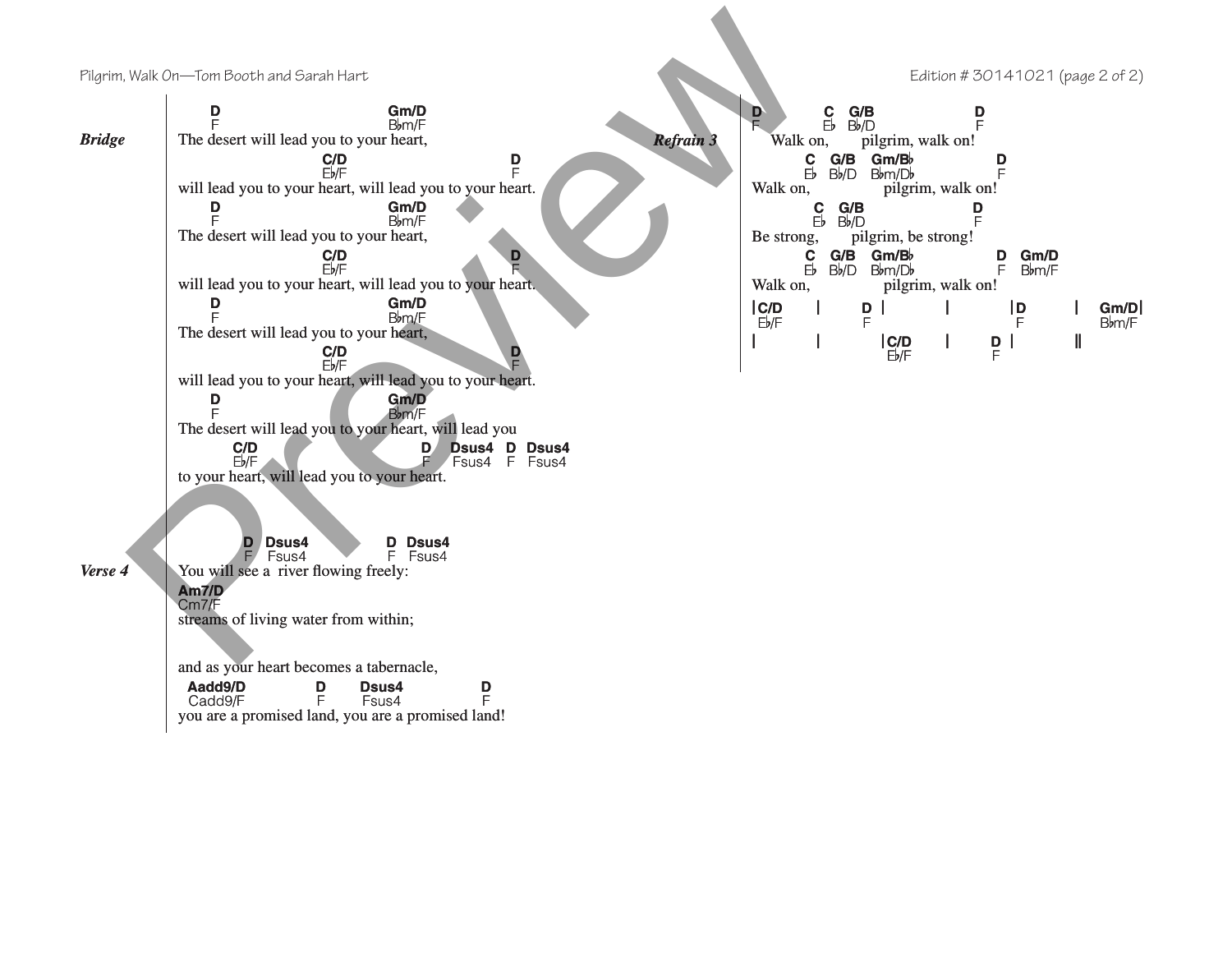**Bridge**

```
    D                              Gm/D
    F                              Bbm/F
The desert will lead you to your heart,
                    C/D                         D
                    Eb/F                        F
will lead you to your heart, will lead you to your heart.
    D                              Gm/D
    F                              Bbm/F
The desert will lead you to your heart,
                    C/D                         D
                    Eb/F                        F
will lead you to your heart, will lead you to your heart.
    D                              Gm/D
    F                              Bbm/F
The desert will lead you to your heart,
                    C/D                         D
                    Eb/F                        F
will lead you to your heart, will lead you to your heart.
    D                              Gm/D
    F                              Bbm/F
The desert will lead you to your heart, will lead you
          C/D                     D   Dsus4  D  Dsus4
          Eb/F                    F   Fsus4  F  Fsus4
to your heart, will lead you to your heart.
```

**Verse 4**

```
               D  Dsus4          D  Dsus4
               F  Fsus4          F  Fsus4
You will see a  river flowing freely:
Am7/D
Cm7/F
streams of living water from within;

and as your heart becomes a tabernacle,
 Aadd9/D            D      Dsus4            D
 Cadd9/F            F      Fsus4            F
you are a promised land, you are a promised land!
```

**Refrain 3**

```
D          C   G/B                 D
F          Eb  Bb/D                F
   Walk on,       pilgrim, walk on!
         C   G/B   Gm/Bb             D
         Eb  Bb/D  Bbm/Db            F
Walk on,          pilgrim, walk on!
          C   G/B                  D
          Eb  Bb/D                 F
Be strong,       pilgrim, be strong!
         C   G/B   Gm/Bb             D   Gm/D
         Eb  Bb/D  Bbm/Db            F   Bbm/F
Walk on,          pilgrim, walk on!
|C/D    |     D  |       |     |D      |   Gm/D|
 Eb/F         F                 F           Bbm/F
|       |       |C/D    |   D  |       ||
                 Eb/F       F
```